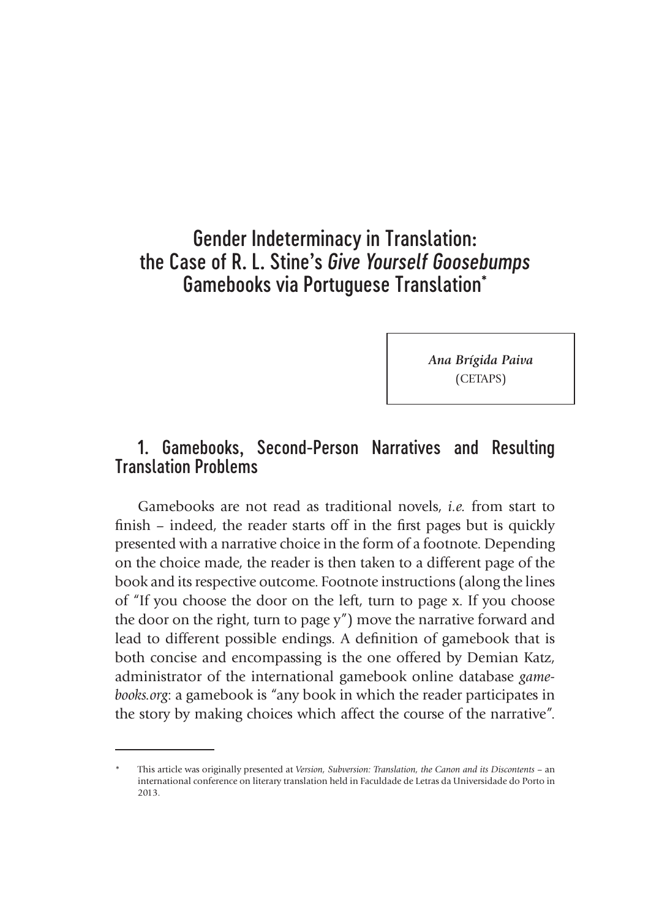# Gender Indeterminacy in Translation: the Case of R. L. Stine's *Give Yourself Goosebumps* Gamebooks via Portuguese Translation*

***Ana Brígida Paiva***
(CETAPS)

## 1. Gamebooks, Second-Person Narratives and Resulting Translation Problems

Gamebooks are not read as traditional novels, *i.e.* from start to finish – indeed, the reader starts off in the first pages but is quickly presented with a narrative choice in the form of a footnote. Depending on the choice made, the reader is then taken to a different page of the book and its respective outcome. Footnote instructions (along the lines of "If you choose the door on the left, turn to page x. If you choose the door on the right, turn to page y") move the narrative forward and lead to different possible endings. A definition of gamebook that is both concise and encompassing is the one offered by Demian Katz, administrator of the international gamebook online database *gamebooks.org*: a gamebook is "any book in which the reader participates in the story by making choices which affect the course of the narrative".

---

* This article was originally presented at *Version, Subversion: Translation, the Canon and its Discontents* – an international conference on literary translation held in Faculdade de Letras da Universidade do Porto in 2013.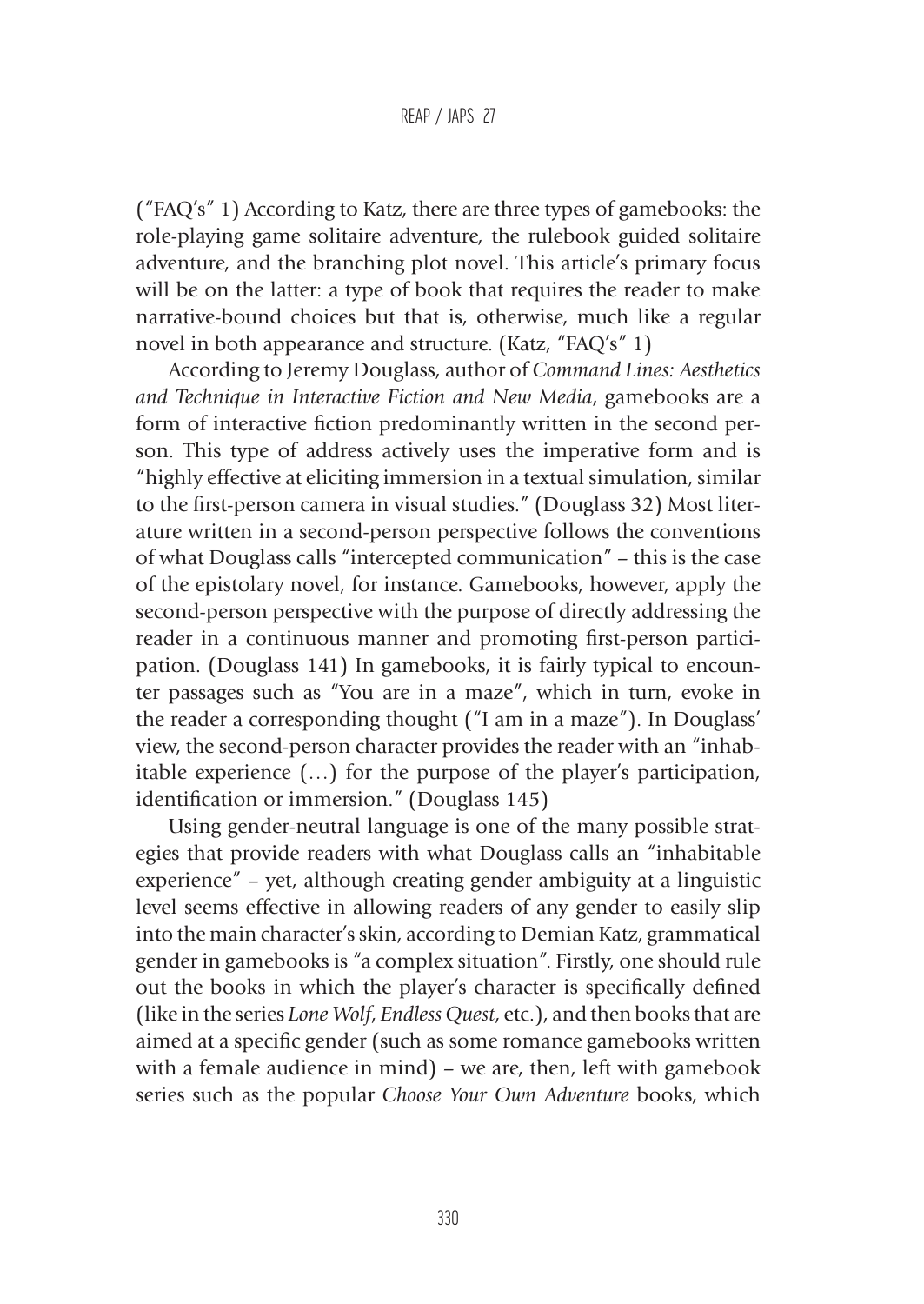("FAQ's" 1) According to Katz, there are three types of gamebooks: the role-playing game solitaire adventure, the rulebook guided solitaire adventure, and the branching plot novel. This article's primary focus will be on the latter: a type of book that requires the reader to make narrative-bound choices but that is, otherwise, much like a regular novel in both appearance and structure. (Katz, "FAQ's" 1)

According to Jeremy Douglass, author of *Command Lines: Aesthetics and Technique in Interactive Fiction and New Media*, gamebooks are a form of interactive fiction predominantly written in the second person. This type of address actively uses the imperative form and is "highly effective at eliciting immersion in a textual simulation, similar to the first-person camera in visual studies." (Douglass 32) Most literature written in a second-person perspective follows the conventions of what Douglass calls "intercepted communication" – this is the case of the epistolary novel, for instance. Gamebooks, however, apply the second-person perspective with the purpose of directly addressing the reader in a continuous manner and promoting first-person participation. (Douglass 141) In gamebooks, it is fairly typical to encounter passages such as "You are in a maze", which in turn, evoke in the reader a corresponding thought ("I am in a maze"). In Douglass' view, the second-person character provides the reader with an "inhabitable experience (…) for the purpose of the player's participation, identification or immersion." (Douglass 145)

Using gender-neutral language is one of the many possible strategies that provide readers with what Douglass calls an "inhabitable experience" – yet, although creating gender ambiguity at a linguistic level seems effective in allowing readers of any gender to easily slip into the main character's skin, according to Demian Katz, grammatical gender in gamebooks is "a complex situation". Firstly, one should rule out the books in which the player's character is specifically defined (like in the series *Lone Wolf*, *Endless Quest*, etc.), and then books that are aimed at a specific gender (such as some romance gamebooks written with a female audience in mind) – we are, then, left with gamebook series such as the popular *Choose Your Own Adventure* books, which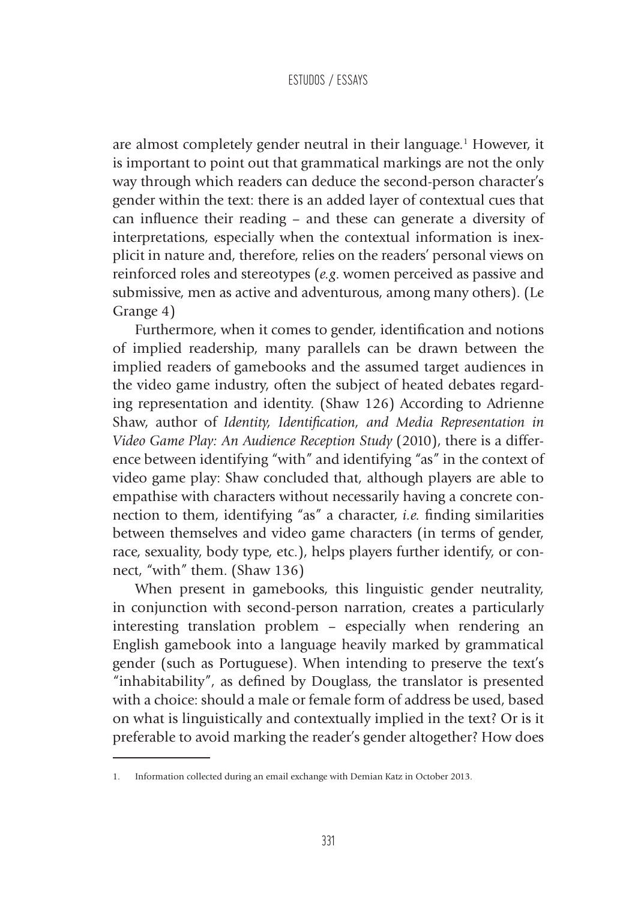are almost completely gender neutral in their language.[1] However, it is important to point out that grammatical markings are not the only way through which readers can deduce the second-person character's gender within the text: there is an added layer of contextual cues that can influence their reading – and these can generate a diversity of interpretations, especially when the contextual information is inexplicit in nature and, therefore, relies on the readers' personal views on reinforced roles and stereotypes (*e.g.* women perceived as passive and submissive, men as active and adventurous, among many others). (Le Grange 4)

Furthermore, when it comes to gender, identification and notions of implied readership, many parallels can be drawn between the implied readers of gamebooks and the assumed target audiences in the video game industry, often the subject of heated debates regarding representation and identity. (Shaw 126) According to Adrienne Shaw, author of *Identity, Identification, and Media Representation in Video Game Play: An Audience Reception Study* (2010), there is a difference between identifying "with" and identifying "as" in the context of video game play: Shaw concluded that, although players are able to empathise with characters without necessarily having a concrete connection to them, identifying "as" a character, *i.e.* finding similarities between themselves and video game characters (in terms of gender, race, sexuality, body type, etc.), helps players further identify, or connect, "with" them. (Shaw 136)

When present in gamebooks, this linguistic gender neutrality, in conjunction with second-person narration, creates a particularly interesting translation problem – especially when rendering an English gamebook into a language heavily marked by grammatical gender (such as Portuguese). When intending to preserve the text's "inhabitability", as defined by Douglass, the translator is presented with a choice: should a male or female form of address be used, based on what is linguistically and contextually implied in the text? Or is it preferable to avoid marking the reader's gender altogether? How does

---

1. Information collected during an email exchange with Demian Katz in October 2013.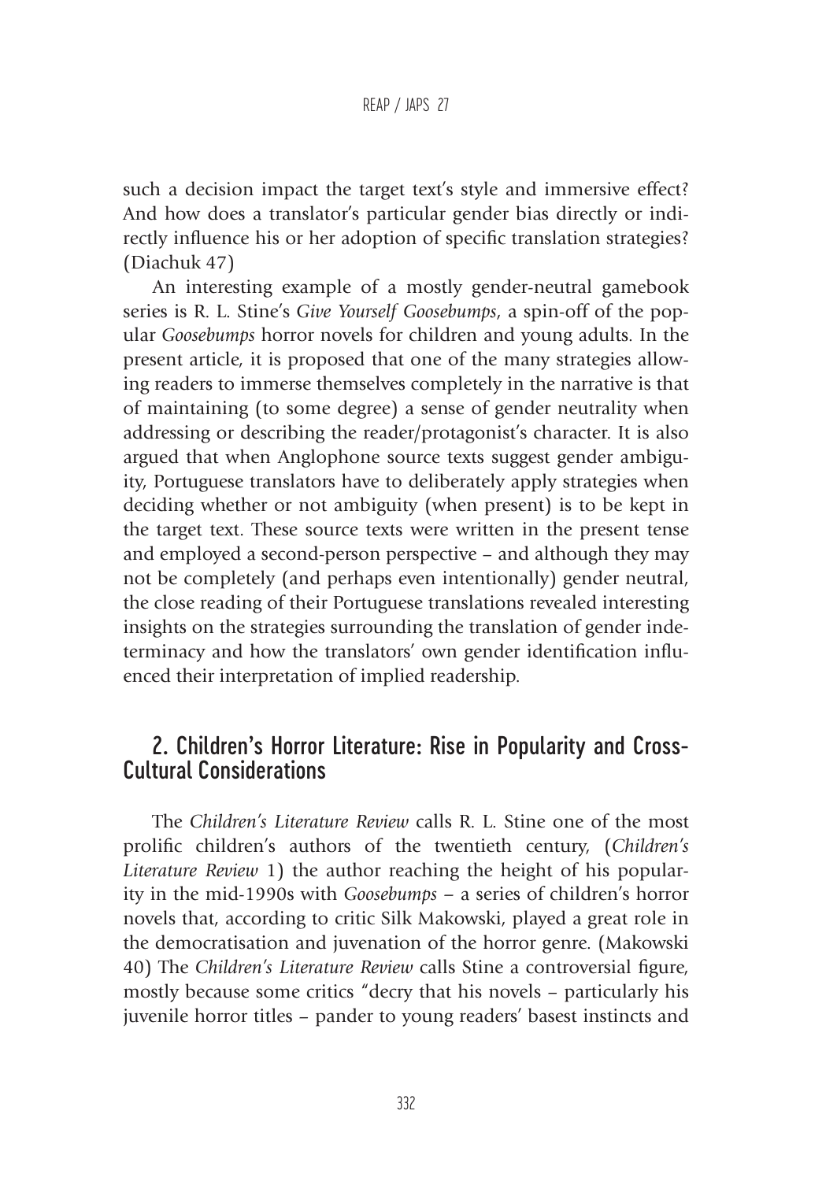such a decision impact the target text's style and immersive effect? And how does a translator's particular gender bias directly or indirectly influence his or her adoption of specific translation strategies? (Diachuk 47)

An interesting example of a mostly gender-neutral gamebook series is R. L. Stine's *Give Yourself Goosebumps*, a spin-off of the popular *Goosebumps* horror novels for children and young adults. In the present article, it is proposed that one of the many strategies allowing readers to immerse themselves completely in the narrative is that of maintaining (to some degree) a sense of gender neutrality when addressing or describing the reader/protagonist's character. It is also argued that when Anglophone source texts suggest gender ambiguity, Portuguese translators have to deliberately apply strategies when deciding whether or not ambiguity (when present) is to be kept in the target text. These source texts were written in the present tense and employed a second-person perspective – and although they may not be completely (and perhaps even intentionally) gender neutral, the close reading of their Portuguese translations revealed interesting insights on the strategies surrounding the translation of gender indeterminacy and how the translators' own gender identification influenced their interpretation of implied readership.

## 2. Children's Horror Literature: Rise in Popularity and Cross-Cultural Considerations

The *Children's Literature Review* calls R. L. Stine one of the most prolific children's authors of the twentieth century, (*Children's Literature Review* 1) the author reaching the height of his popularity in the mid-1990s with *Goosebumps* – a series of children's horror novels that, according to critic Silk Makowski, played a great role in the democratisation and juvenation of the horror genre. (Makowski 40) The *Children's Literature Review* calls Stine a controversial figure, mostly because some critics "decry that his novels – particularly his juvenile horror titles – pander to young readers' basest instincts and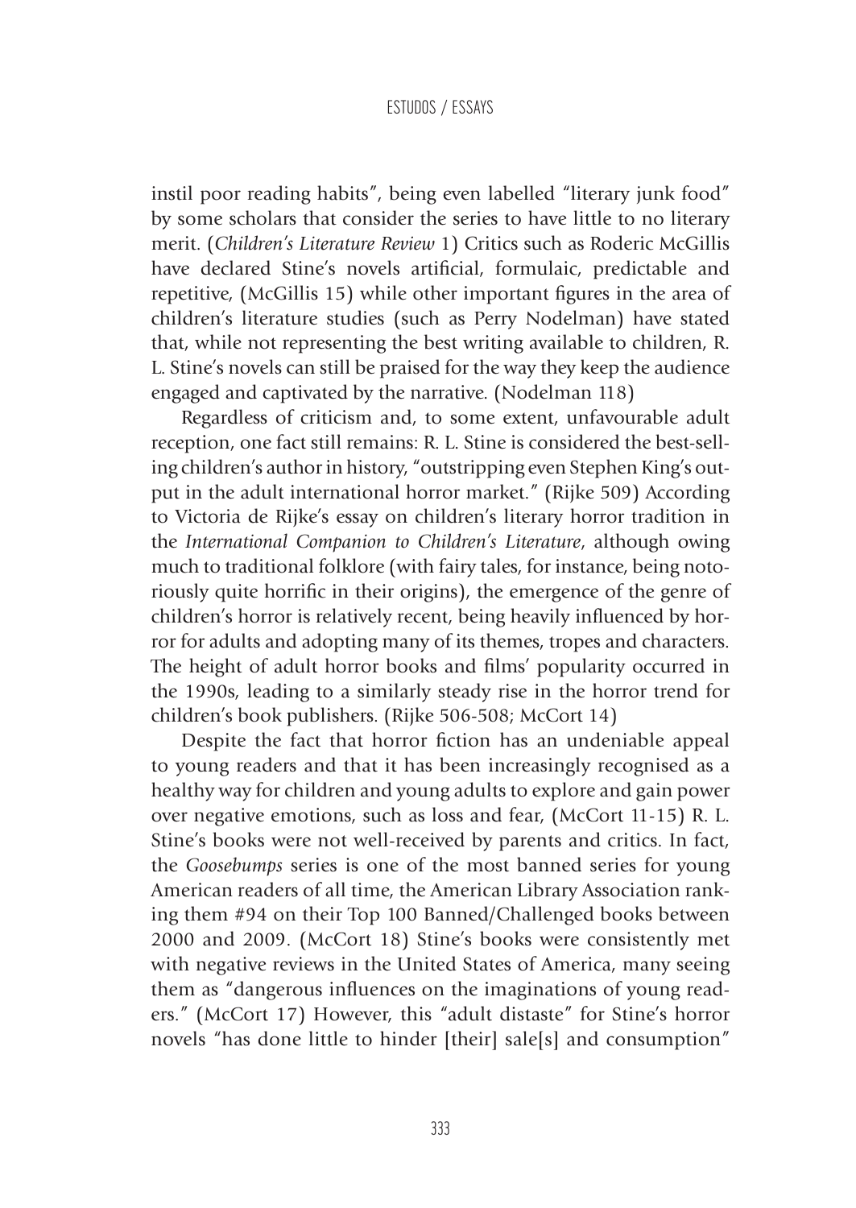instil poor reading habits", being even labelled "literary junk food" by some scholars that consider the series to have little to no literary merit. (*Children's Literature Review* 1) Critics such as Roderic McGillis have declared Stine's novels artificial, formulaic, predictable and repetitive, (McGillis 15) while other important figures in the area of children's literature studies (such as Perry Nodelman) have stated that, while not representing the best writing available to children, R. L. Stine's novels can still be praised for the way they keep the audience engaged and captivated by the narrative. (Nodelman 118)

Regardless of criticism and, to some extent, unfavourable adult reception, one fact still remains: R. L. Stine is considered the best-selling children's author in history, "outstripping even Stephen King's output in the adult international horror market." (Rijke 509) According to Victoria de Rijke's essay on children's literary horror tradition in the *International Companion to Children's Literature*, although owing much to traditional folklore (with fairy tales, for instance, being notoriously quite horrific in their origins), the emergence of the genre of children's horror is relatively recent, being heavily influenced by horror for adults and adopting many of its themes, tropes and characters. The height of adult horror books and films' popularity occurred in the 1990s, leading to a similarly steady rise in the horror trend for children's book publishers. (Rijke 506-508; McCort 14)

Despite the fact that horror fiction has an undeniable appeal to young readers and that it has been increasingly recognised as a healthy way for children and young adults to explore and gain power over negative emotions, such as loss and fear, (McCort 11-15) R. L. Stine's books were not well-received by parents and critics. In fact, the *Goosebumps* series is one of the most banned series for young American readers of all time, the American Library Association ranking them #94 on their Top 100 Banned/Challenged books between 2000 and 2009. (McCort 18) Stine's books were consistently met with negative reviews in the United States of America, many seeing them as "dangerous influences on the imaginations of young readers." (McCort 17) However, this "adult distaste" for Stine's horror novels "has done little to hinder [their] sale[s] and consumption"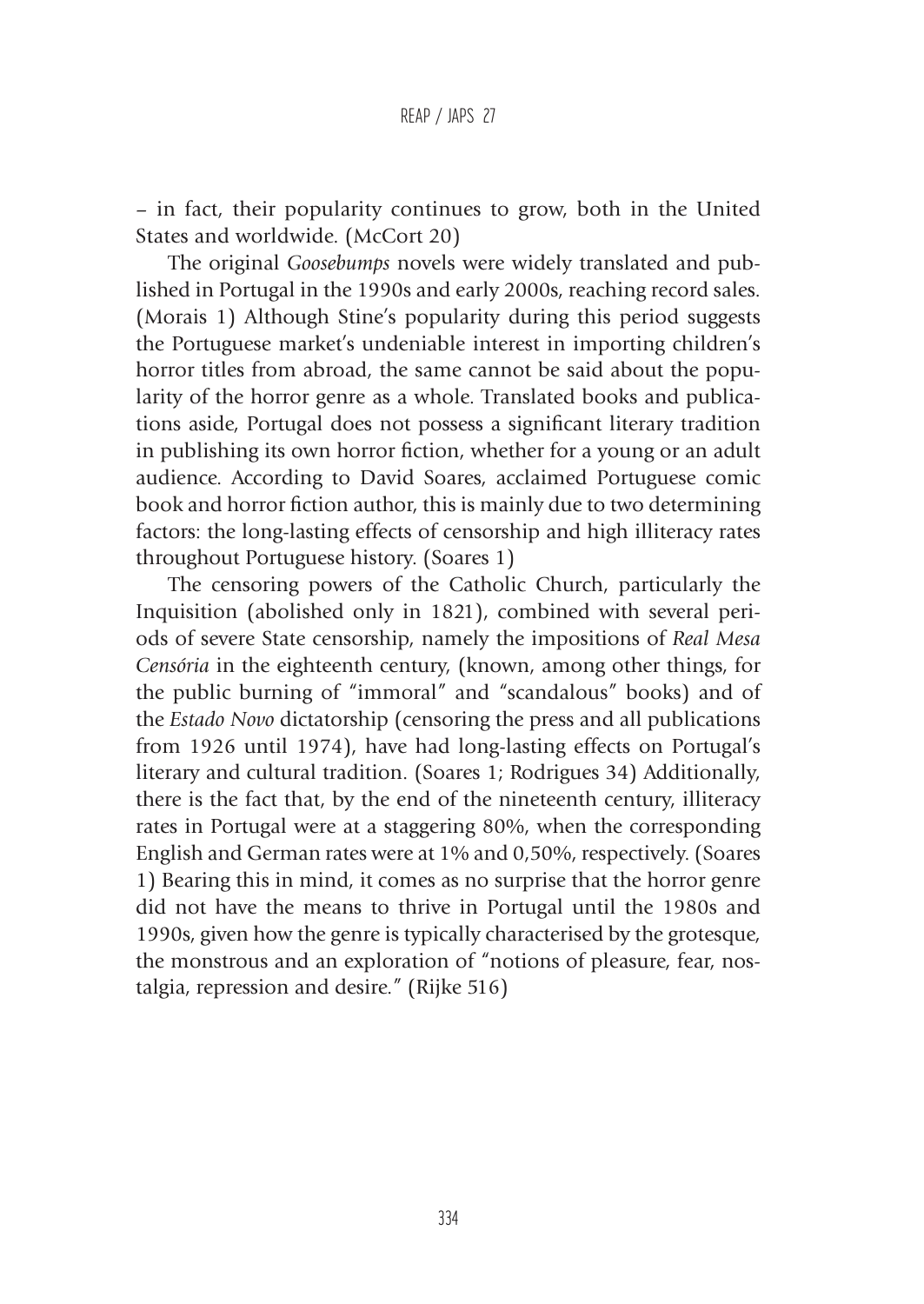– in fact, their popularity continues to grow, both in the United States and worldwide. (McCort 20)

The original *Goosebumps* novels were widely translated and published in Portugal in the 1990s and early 2000s, reaching record sales. (Morais 1) Although Stine's popularity during this period suggests the Portuguese market's undeniable interest in importing children's horror titles from abroad, the same cannot be said about the popularity of the horror genre as a whole. Translated books and publications aside, Portugal does not possess a significant literary tradition in publishing its own horror fiction, whether for a young or an adult audience. According to David Soares, acclaimed Portuguese comic book and horror fiction author, this is mainly due to two determining factors: the long-lasting effects of censorship and high illiteracy rates throughout Portuguese history. (Soares 1)

The censoring powers of the Catholic Church, particularly the Inquisition (abolished only in 1821), combined with several periods of severe State censorship, namely the impositions of *Real Mesa Censória* in the eighteenth century, (known, among other things, for the public burning of "immoral" and "scandalous" books) and of the *Estado Novo* dictatorship (censoring the press and all publications from 1926 until 1974), have had long-lasting effects on Portugal's literary and cultural tradition. (Soares 1; Rodrigues 34) Additionally, there is the fact that, by the end of the nineteenth century, illiteracy rates in Portugal were at a staggering 80%, when the corresponding English and German rates were at 1% and 0,50%, respectively. (Soares 1) Bearing this in mind, it comes as no surprise that the horror genre did not have the means to thrive in Portugal until the 1980s and 1990s, given how the genre is typically characterised by the grotesque, the monstrous and an exploration of "notions of pleasure, fear, nostalgia, repression and desire." (Rijke 516)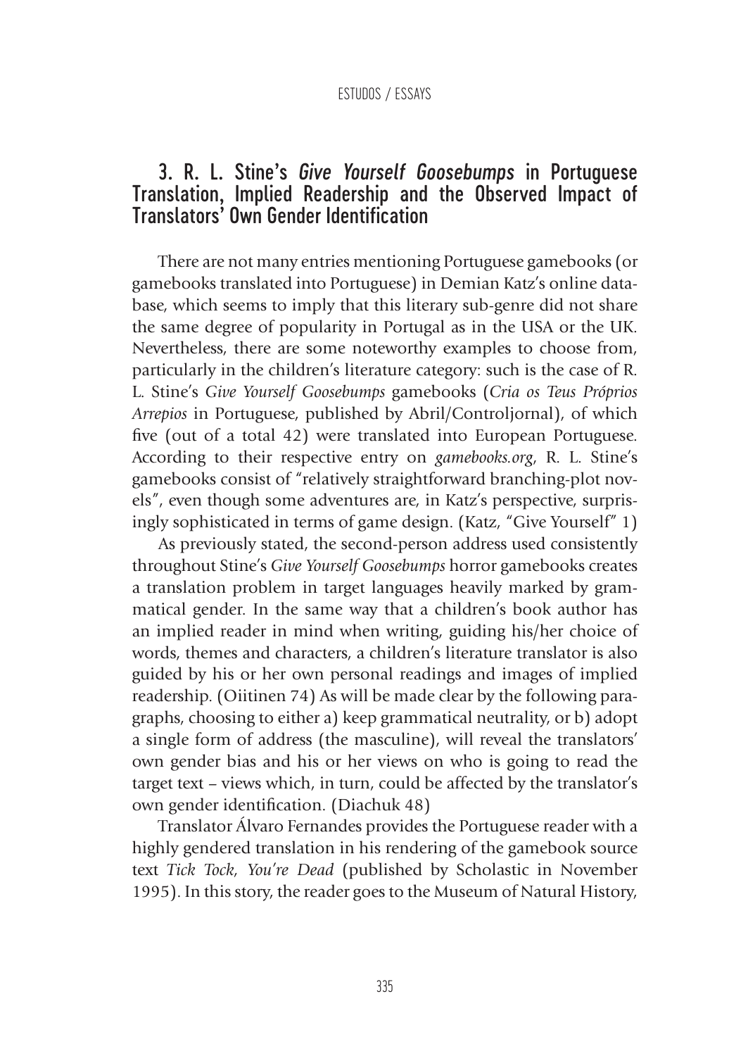## 3. R. L. Stine's *Give Yourself Goosebumps* in Portuguese Translation, Implied Readership and the Observed Impact of Translators' Own Gender Identification

There are not many entries mentioning Portuguese gamebooks (or gamebooks translated into Portuguese) in Demian Katz's online database, which seems to imply that this literary sub-genre did not share the same degree of popularity in Portugal as in the USA or the UK. Nevertheless, there are some noteworthy examples to choose from, particularly in the children's literature category: such is the case of R. L. Stine's *Give Yourself Goosebumps* gamebooks (*Cria os Teus Próprios Arrepios* in Portuguese, published by Abril/Controljornal), of which five (out of a total 42) were translated into European Portuguese. According to their respective entry on *gamebooks.org*, R. L. Stine's gamebooks consist of "relatively straightforward branching-plot novels", even though some adventures are, in Katz's perspective, surprisingly sophisticated in terms of game design. (Katz, "Give Yourself" 1)

As previously stated, the second-person address used consistently throughout Stine's *Give Yourself Goosebumps* horror gamebooks creates a translation problem in target languages heavily marked by grammatical gender. In the same way that a children's book author has an implied reader in mind when writing, guiding his/her choice of words, themes and characters, a children's literature translator is also guided by his or her own personal readings and images of implied readership. (Oiitinen 74) As will be made clear by the following paragraphs, choosing to either a) keep grammatical neutrality, or b) adopt a single form of address (the masculine), will reveal the translators' own gender bias and his or her views on who is going to read the target text – views which, in turn, could be affected by the translator's own gender identification. (Diachuk 48)

Translator Álvaro Fernandes provides the Portuguese reader with a highly gendered translation in his rendering of the gamebook source text *Tick Tock, You're Dead* (published by Scholastic in November 1995). In this story, the reader goes to the Museum of Natural History,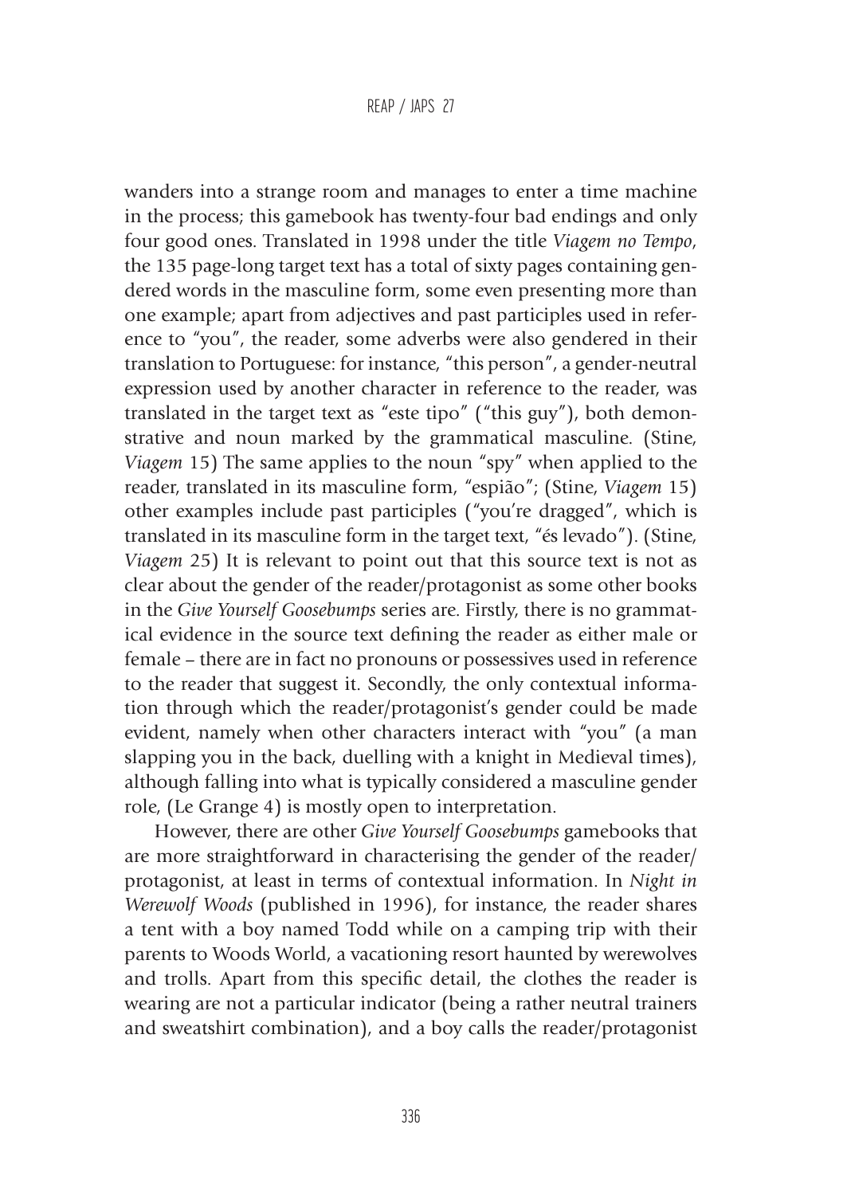wanders into a strange room and manages to enter a time machine in the process; this gamebook has twenty-four bad endings and only four good ones. Translated in 1998 under the title *Viagem no Tempo*, the 135 page-long target text has a total of sixty pages containing gendered words in the masculine form, some even presenting more than one example; apart from adjectives and past participles used in reference to "you", the reader, some adverbs were also gendered in their translation to Portuguese: for instance, "this person", a gender-neutral expression used by another character in reference to the reader, was translated in the target text as "este tipo" ("this guy"), both demonstrative and noun marked by the grammatical masculine. (Stine, *Viagem* 15) The same applies to the noun "spy" when applied to the reader, translated in its masculine form, "espião"; (Stine, *Viagem* 15) other examples include past participles ("you're dragged", which is translated in its masculine form in the target text, "és levado"). (Stine, *Viagem* 25) It is relevant to point out that this source text is not as clear about the gender of the reader/protagonist as some other books in the *Give Yourself Goosebumps* series are. Firstly, there is no grammatical evidence in the source text defining the reader as either male or female – there are in fact no pronouns or possessives used in reference to the reader that suggest it. Secondly, the only contextual information through which the reader/protagonist's gender could be made evident, namely when other characters interact with "you" (a man slapping you in the back, duelling with a knight in Medieval times), although falling into what is typically considered a masculine gender role, (Le Grange 4) is mostly open to interpretation.

However, there are other *Give Yourself Goosebumps* gamebooks that are more straightforward in characterising the gender of the reader/protagonist, at least in terms of contextual information. In *Night in Werewolf Woods* (published in 1996), for instance, the reader shares a tent with a boy named Todd while on a camping trip with their parents to Woods World, a vacationing resort haunted by werewolves and trolls. Apart from this specific detail, the clothes the reader is wearing are not a particular indicator (being a rather neutral trainers and sweatshirt combination), and a boy calls the reader/protagonist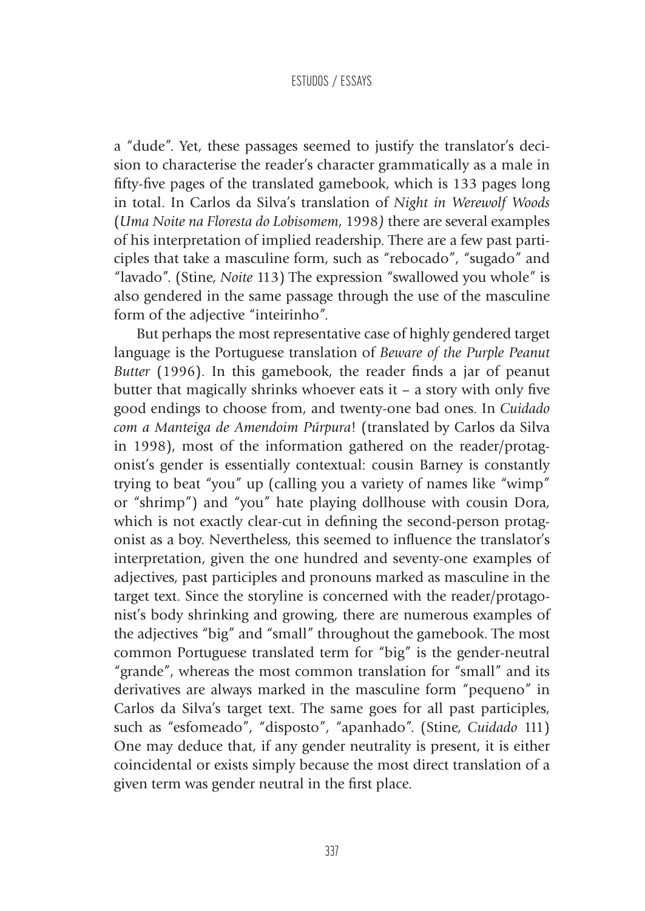a "dude". Yet, these passages seemed to justify the translator's decision to characterise the reader's character grammatically as a male in fifty-five pages of the translated gamebook, which is 133 pages long in total. In Carlos da Silva's translation of *Night in Werewolf Woods* (*Uma Noite na Floresta do Lobisomem*, 1998*)* there are several examples of his interpretation of implied readership. There are a few past participles that take a masculine form, such as "rebocado", "sugado" and "lavado". (Stine, *Noite* 113) The expression "swallowed you whole" is also gendered in the same passage through the use of the masculine form of the adjective "inteirinho".

But perhaps the most representative case of highly gendered target language is the Portuguese translation of *Beware of the Purple Peanut Butter* (1996). In this gamebook, the reader finds a jar of peanut butter that magically shrinks whoever eats it – a story with only five good endings to choose from, and twenty-one bad ones. In *Cuidado com a Manteiga de Amendoim Púrpura*! (translated by Carlos da Silva in 1998), most of the information gathered on the reader/protagonist's gender is essentially contextual: cousin Barney is constantly trying to beat "you" up (calling you a variety of names like "wimp" or "shrimp") and "you" hate playing dollhouse with cousin Dora, which is not exactly clear-cut in defining the second-person protagonist as a boy. Nevertheless, this seemed to influence the translator's interpretation, given the one hundred and seventy-one examples of adjectives, past participles and pronouns marked as masculine in the target text. Since the storyline is concerned with the reader/protagonist's body shrinking and growing, there are numerous examples of the adjectives "big" and "small" throughout the gamebook. The most common Portuguese translated term for "big" is the gender-neutral "grande", whereas the most common translation for "small" and its derivatives are always marked in the masculine form "pequeno" in Carlos da Silva's target text. The same goes for all past participles, such as "esfomeado", "disposto", "apanhado". (Stine, *Cuidado* 111) One may deduce that, if any gender neutrality is present, it is either coincidental or exists simply because the most direct translation of a given term was gender neutral in the first place.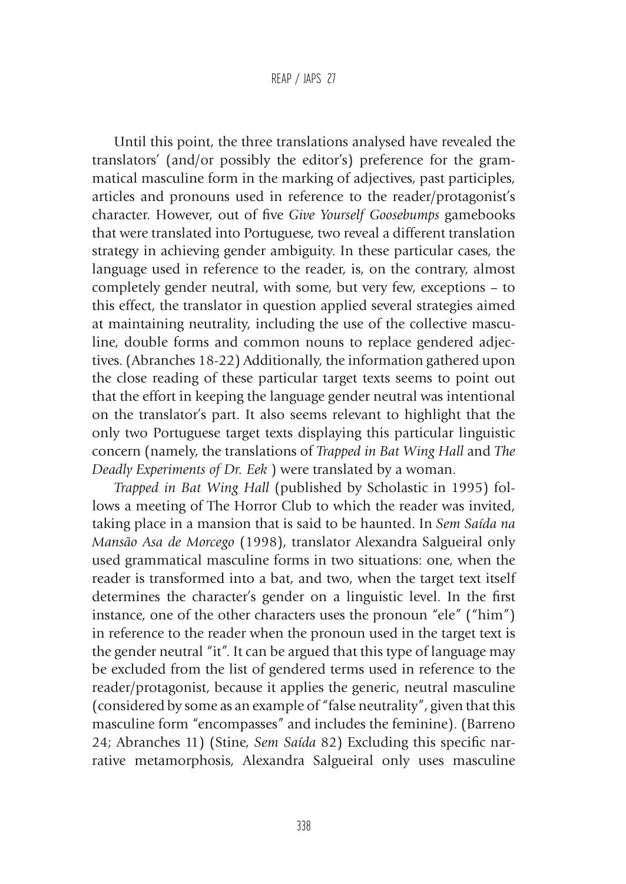Until this point, the three translations analysed have revealed the translators' (and/or possibly the editor's) preference for the grammatical masculine form in the marking of adjectives, past participles, articles and pronouns used in reference to the reader/protagonist's character. However, out of five *Give Yourself Goosebumps* gamebooks that were translated into Portuguese, two reveal a different translation strategy in achieving gender ambiguity. In these particular cases, the language used in reference to the reader, is, on the contrary, almost completely gender neutral, with some, but very few, exceptions – to this effect, the translator in question applied several strategies aimed at maintaining neutrality, including the use of the collective masculine, double forms and common nouns to replace gendered adjectives. (Abranches 18-22) Additionally, the information gathered upon the close reading of these particular target texts seems to point out that the effort in keeping the language gender neutral was intentional on the translator's part. It also seems relevant to highlight that the only two Portuguese target texts displaying this particular linguistic concern (namely, the translations of *Trapped in Bat Wing Hall* and *The Deadly Experiments of Dr. Eek* ) were translated by a woman.

*Trapped in Bat Wing Hall* (published by Scholastic in 1995) follows a meeting of The Horror Club to which the reader was invited, taking place in a mansion that is said to be haunted. In *Sem Saída na Mansão Asa de Morcego* (1998), translator Alexandra Salgueiral only used grammatical masculine forms in two situations: one, when the reader is transformed into a bat, and two, when the target text itself determines the character's gender on a linguistic level. In the first instance, one of the other characters uses the pronoun "ele" ("him") in reference to the reader when the pronoun used in the target text is the gender neutral "it". It can be argued that this type of language may be excluded from the list of gendered terms used in reference to the reader/protagonist, because it applies the generic, neutral masculine (considered by some as an example of "false neutrality", given that this masculine form "encompasses" and includes the feminine). (Barreno 24; Abranches 11) (Stine, *Sem Saída* 82) Excluding this specific narrative metamorphosis, Alexandra Salgueiral only uses masculine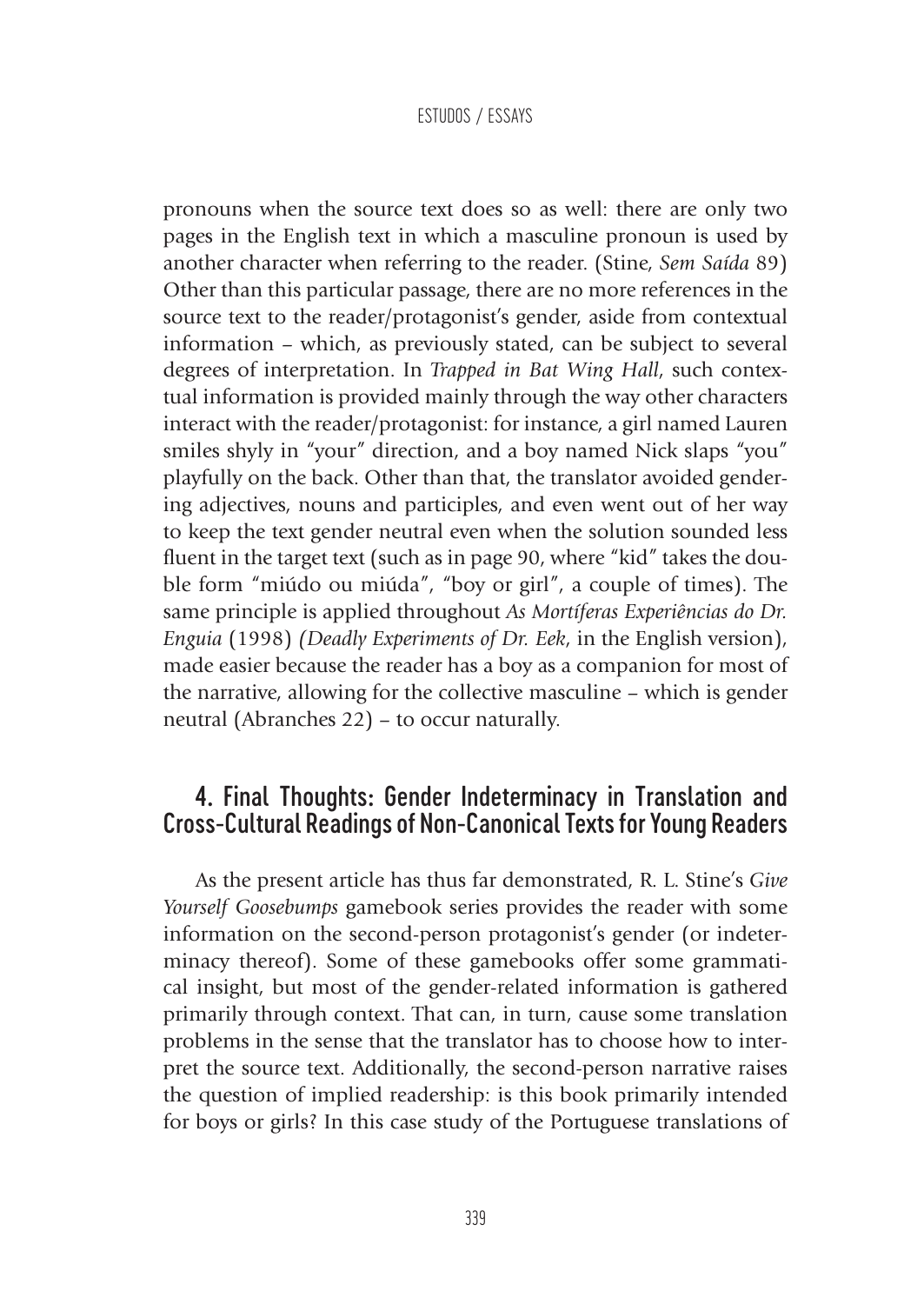pronouns when the source text does so as well: there are only two pages in the English text in which a masculine pronoun is used by another character when referring to the reader. (Stine, *Sem Saída* 89) Other than this particular passage, there are no more references in the source text to the reader/protagonist's gender, aside from contextual information – which, as previously stated, can be subject to several degrees of interpretation. In *Trapped in Bat Wing Hall*, such contextual information is provided mainly through the way other characters interact with the reader/protagonist: for instance, a girl named Lauren smiles shyly in "your" direction, and a boy named Nick slaps "you" playfully on the back. Other than that, the translator avoided gendering adjectives, nouns and participles, and even went out of her way to keep the text gender neutral even when the solution sounded less fluent in the target text (such as in page 90, where "kid" takes the double form "miúdo ou miúda", "boy or girl", a couple of times). The same principle is applied throughout *As Mortíferas Experiências do Dr. Enguia* (1998) *(Deadly Experiments of Dr. Eek*, in the English version), made easier because the reader has a boy as a companion for most of the narrative, allowing for the collective masculine – which is gender neutral (Abranches 22) – to occur naturally.

## 4. Final Thoughts: Gender Indeterminacy in Translation and Cross-Cultural Readings of Non-Canonical Texts for Young Readers

As the present article has thus far demonstrated, R. L. Stine's *Give Yourself Goosebumps* gamebook series provides the reader with some information on the second-person protagonist's gender (or indeterminacy thereof). Some of these gamebooks offer some grammatical insight, but most of the gender-related information is gathered primarily through context. That can, in turn, cause some translation problems in the sense that the translator has to choose how to interpret the source text. Additionally, the second-person narrative raises the question of implied readership: is this book primarily intended for boys or girls? In this case study of the Portuguese translations of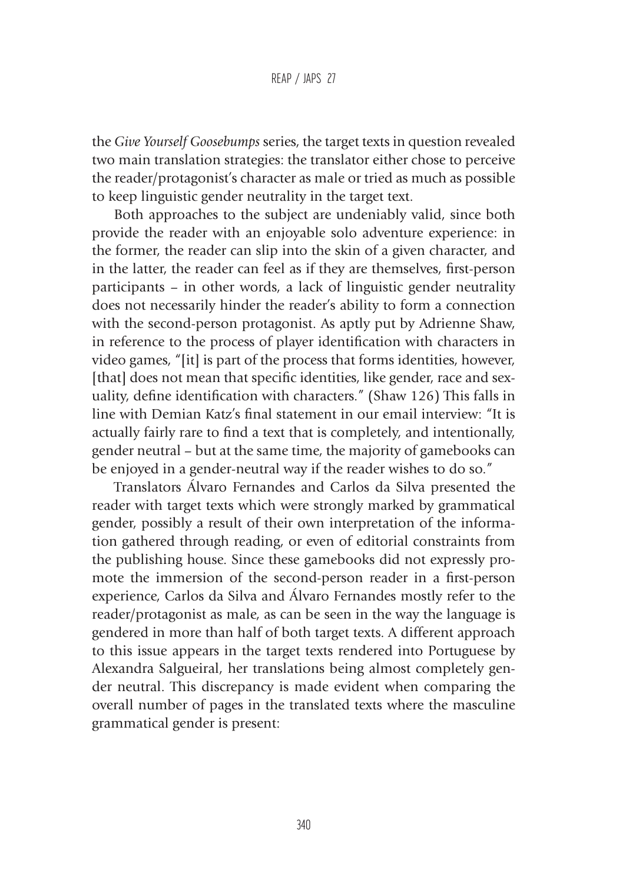the *Give Yourself Goosebumps* series, the target texts in question revealed two main translation strategies: the translator either chose to perceive the reader/protagonist's character as male or tried as much as possible to keep linguistic gender neutrality in the target text.

Both approaches to the subject are undeniably valid, since both provide the reader with an enjoyable solo adventure experience: in the former, the reader can slip into the skin of a given character, and in the latter, the reader can feel as if they are themselves, first-person participants – in other words, a lack of linguistic gender neutrality does not necessarily hinder the reader's ability to form a connection with the second-person protagonist. As aptly put by Adrienne Shaw, in reference to the process of player identification with characters in video games, "[it] is part of the process that forms identities, however, [that] does not mean that specific identities, like gender, race and sexuality, define identification with characters." (Shaw 126) This falls in line with Demian Katz's final statement in our email interview: "It is actually fairly rare to find a text that is completely, and intentionally, gender neutral – but at the same time, the majority of gamebooks can be enjoyed in a gender-neutral way if the reader wishes to do so."

Translators Álvaro Fernandes and Carlos da Silva presented the reader with target texts which were strongly marked by grammatical gender, possibly a result of their own interpretation of the information gathered through reading, or even of editorial constraints from the publishing house. Since these gamebooks did not expressly promote the immersion of the second-person reader in a first-person experience, Carlos da Silva and Álvaro Fernandes mostly refer to the reader/protagonist as male, as can be seen in the way the language is gendered in more than half of both target texts. A different approach to this issue appears in the target texts rendered into Portuguese by Alexandra Salgueiral, her translations being almost completely gender neutral. This discrepancy is made evident when comparing the overall number of pages in the translated texts where the masculine grammatical gender is present: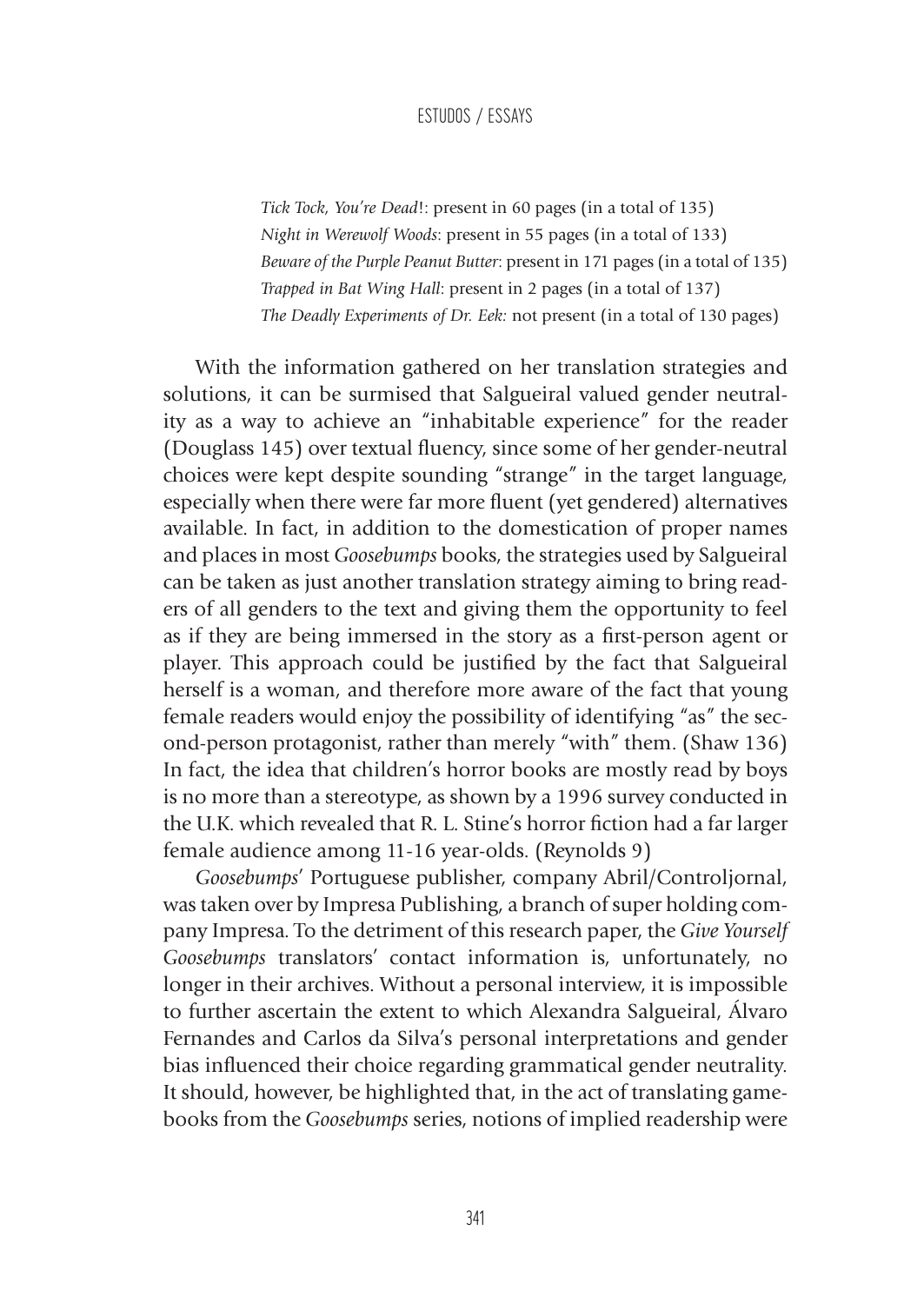*Tick Tock, You're Dead*!: present in 60 pages (in a total of 135)
*Night in Werewolf Woods*: present in 55 pages (in a total of 133)
*Beware of the Purple Peanut Butter*: present in 171 pages (in a total of 135)
*Trapped in Bat Wing Hall*: present in 2 pages (in a total of 137)
*The Deadly Experiments of Dr. Eek:* not present (in a total of 130 pages)

With the information gathered on her translation strategies and solutions, it can be surmised that Salgueiral valued gender neutrality as a way to achieve an "inhabitable experience" for the reader (Douglass 145) over textual fluency, since some of her gender-neutral choices were kept despite sounding "strange" in the target language, especially when there were far more fluent (yet gendered) alternatives available. In fact, in addition to the domestication of proper names and places in most *Goosebumps* books, the strategies used by Salgueiral can be taken as just another translation strategy aiming to bring readers of all genders to the text and giving them the opportunity to feel as if they are being immersed in the story as a first-person agent or player. This approach could be justified by the fact that Salgueiral herself is a woman, and therefore more aware of the fact that young female readers would enjoy the possibility of identifying "as" the second-person protagonist, rather than merely "with" them. (Shaw 136) In fact, the idea that children's horror books are mostly read by boys is no more than a stereotype, as shown by a 1996 survey conducted in the U.K. which revealed that R. L. Stine's horror fiction had a far larger female audience among 11-16 year-olds. (Reynolds 9)

*Goosebumps*' Portuguese publisher, company Abril/Controljornal, was taken over by Impresa Publishing, a branch of super holding company Impresa. To the detriment of this research paper, the *Give Yourself Goosebumps* translators' contact information is, unfortunately, no longer in their archives. Without a personal interview, it is impossible to further ascertain the extent to which Alexandra Salgueiral, Álvaro Fernandes and Carlos da Silva's personal interpretations and gender bias influenced their choice regarding grammatical gender neutrality. It should, however, be highlighted that, in the act of translating gamebooks from the *Goosebumps* series, notions of implied readership were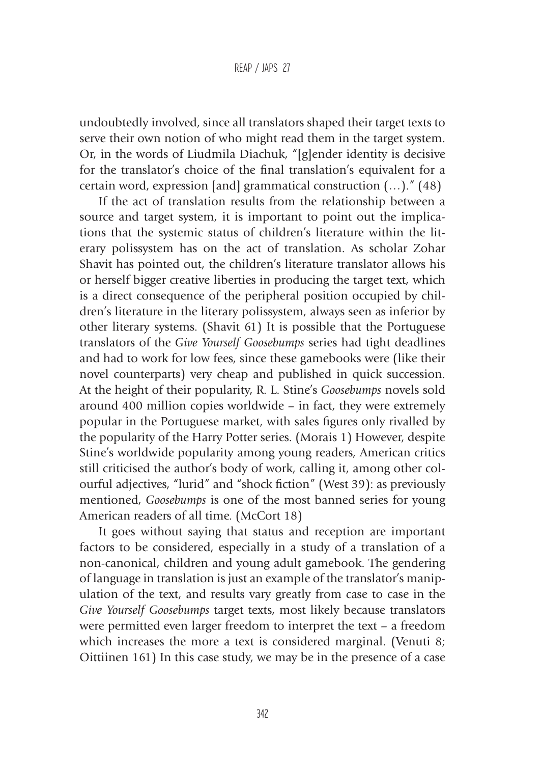undoubtedly involved, since all translators shaped their target texts to serve their own notion of who might read them in the target system. Or, in the words of Liudmila Diachuk, "[g]ender identity is decisive for the translator's choice of the final translation's equivalent for a certain word, expression [and] grammatical construction (…)." (48)

If the act of translation results from the relationship between a source and target system, it is important to point out the implications that the systemic status of children's literature within the literary polissystem has on the act of translation. As scholar Zohar Shavit has pointed out, the children's literature translator allows his or herself bigger creative liberties in producing the target text, which is a direct consequence of the peripheral position occupied by children's literature in the literary polissystem, always seen as inferior by other literary systems. (Shavit 61) It is possible that the Portuguese translators of the *Give Yourself Goosebumps* series had tight deadlines and had to work for low fees, since these gamebooks were (like their novel counterparts) very cheap and published in quick succession. At the height of their popularity, R. L. Stine's *Goosebumps* novels sold around 400 million copies worldwide – in fact, they were extremely popular in the Portuguese market, with sales figures only rivalled by the popularity of the Harry Potter series. (Morais 1) However, despite Stine's worldwide popularity among young readers, American critics still criticised the author's body of work, calling it, among other colourful adjectives, "lurid" and "shock fiction" (West 39): as previously mentioned, *Goosebumps* is one of the most banned series for young American readers of all time. (McCort 18)

It goes without saying that status and reception are important factors to be considered, especially in a study of a translation of a non-canonical, children and young adult gamebook. The gendering of language in translation is just an example of the translator's manipulation of the text, and results vary greatly from case to case in the *Give Yourself Goosebumps* target texts, most likely because translators were permitted even larger freedom to interpret the text – a freedom which increases the more a text is considered marginal. (Venuti 8; Oittiinen 161) In this case study, we may be in the presence of a case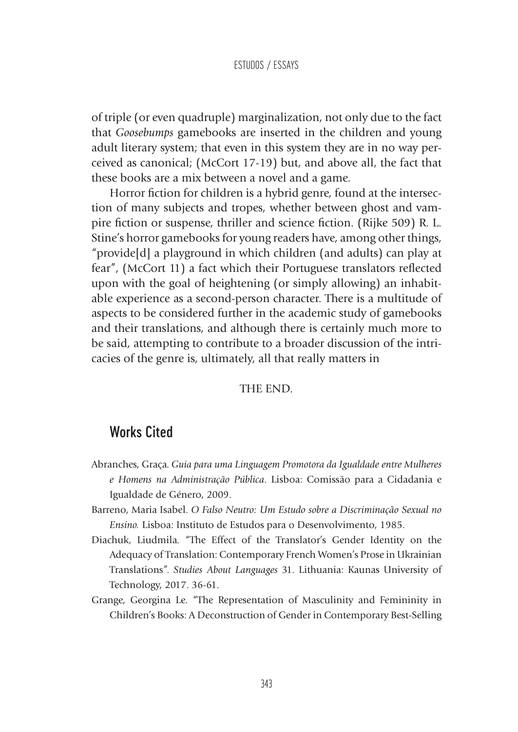of triple (or even quadruple) marginalization, not only due to the fact that *Goosebumps* gamebooks are inserted in the children and young adult literary system; that even in this system they are in no way perceived as canonical; (McCort 17-19) but, and above all, the fact that these books are a mix between a novel and a game.

Horror fiction for children is a hybrid genre, found at the intersection of many subjects and tropes, whether between ghost and vampire fiction or suspense, thriller and science fiction. (Rijke 509) R. L. Stine's horror gamebooks for young readers have, among other things, "provide[d] a playground in which children (and adults) can play at fear", (McCort 11) a fact which their Portuguese translators reflected upon with the goal of heightening (or simply allowing) an inhabitable experience as a second-person character. There is a multitude of aspects to be considered further in the academic study of gamebooks and their translations, and although there is certainly much more to be said, attempting to contribute to a broader discussion of the intricacies of the genre is, ultimately, all that really matters in

THE END.

## Works Cited

Abranches, Graça. *Guia para uma Linguagem Promotora da Igualdade entre Mulheres e Homens na Administração Pública*. Lisboa: Comissão para a Cidadania e Igualdade de Género, 2009.

Barreno, Maria Isabel. *O Falso Neutro: Um Estudo sobre a Discriminação Sexual no Ensino.* Lisboa: Instituto de Estudos para o Desenvolvimento, 1985.

Diachuk, Liudmila. "The Effect of the Translator's Gender Identity on the Adequacy of Translation: Contemporary French Women's Prose in Ukrainian Translations". *Studies About Languages* 31. Lithuania: Kaunas University of Technology, 2017. 36-61.

Grange, Georgina Le. "The Representation of Masculinity and Femininity in Children's Books: A Deconstruction of Gender in Contemporary Best-Selling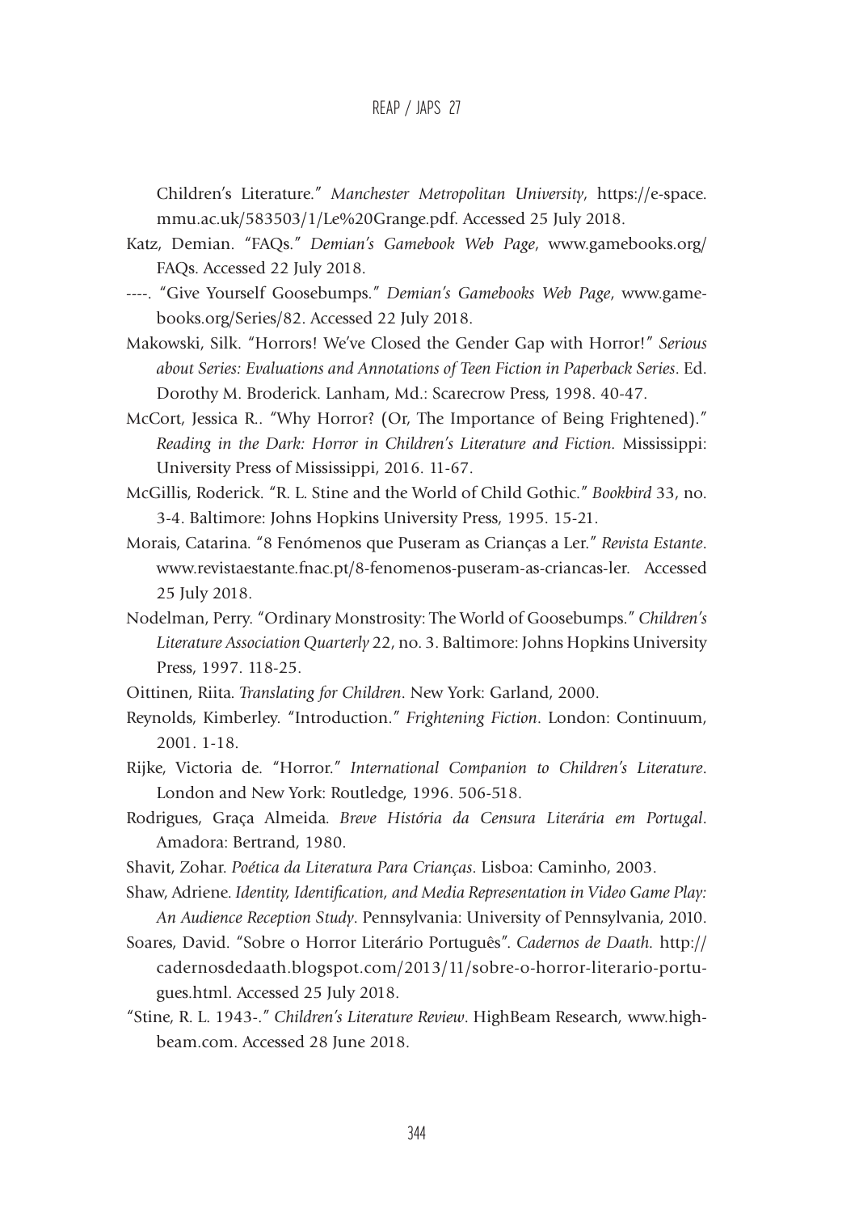Children's Literature." *Manchester Metropolitan University*, https://e-space.mmu.ac.uk/583503/1/Le%20Grange.pdf. Accessed 25 July 2018.

Katz, Demian. "FAQs." *Demian's Gamebook Web Page*, www.gamebooks.org/FAQs. Accessed 22 July 2018.

----. "Give Yourself Goosebumps." *Demian's Gamebooks Web Page*, www.gamebooks.org/Series/82. Accessed 22 July 2018.

Makowski, Silk. "Horrors! We've Closed the Gender Gap with Horror!" *Serious about Series: Evaluations and Annotations of Teen Fiction in Paperback Series*. Ed. Dorothy M. Broderick. Lanham, Md.: Scarecrow Press, 1998. 40-47.

McCort, Jessica R.. "Why Horror? (Or, The Importance of Being Frightened)." *Reading in the Dark: Horror in Children's Literature and Fiction.* Mississippi: University Press of Mississippi, 2016. 11-67.

McGillis, Roderick. "R. L. Stine and the World of Child Gothic." *Bookbird* 33, no. 3-4. Baltimore: Johns Hopkins University Press, 1995. 15-21.

Morais, Catarina. "8 Fenómenos que Puseram as Crianças a Ler." *Revista Estante*. www.revistaestante.fnac.pt/8-fenomenos-puseram-as-criancas-ler. Accessed 25 July 2018.

Nodelman, Perry. "Ordinary Monstrosity: The World of Goosebumps." *Children's Literature Association Quarterly* 22, no. 3. Baltimore: Johns Hopkins University Press, 1997. 118-25.

Oittinen, Riita. *Translating for Children*. New York: Garland, 2000.

Reynolds, Kimberley. "Introduction." *Frightening Fiction*. London: Continuum, 2001. 1-18.

Rijke, Victoria de. "Horror." *International Companion to Children's Literature*. London and New York: Routledge, 1996. 506-518.

Rodrigues, Graça Almeida. *Breve História da Censura Literária em Portugal*. Amadora: Bertrand, 1980.

Shavit, Zohar. *Poética da Literatura Para Crianças*. Lisboa: Caminho, 2003.

Shaw, Adriene. *Identity, Identification, and Media Representation in Video Game Play: An Audience Reception Study*. Pennsylvania: University of Pennsylvania, 2010.

Soares, David. "Sobre o Horror Literário Português". *Cadernos de Daath.* http://cadernosdedaath.blogspot.com/2013/11/sobre-o-horror-literario-portugues.html. Accessed 25 July 2018.

"Stine, R. L. 1943-." *Children's Literature Review*. HighBeam Research, www.highbeam.com. Accessed 28 June 2018.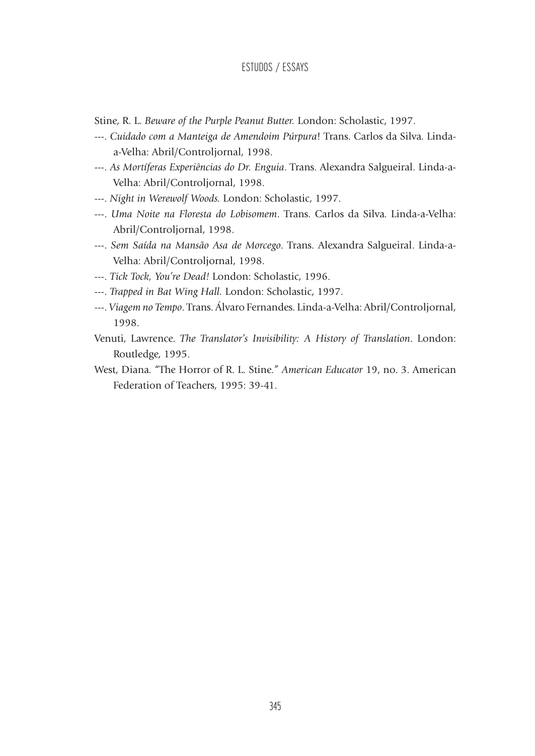Stine, R. L. *Beware of the Purple Peanut Butter.* London: Scholastic, 1997.

---. *Cuidado com a Manteiga de Amendoim Púrpura*! Trans. Carlos da Silva. Linda-a-Velha: Abril/Controljornal, 1998.

---. *As Mortíferas Experiências do Dr. Enguia*. Trans. Alexandra Salgueiral. Linda-a-Velha: Abril/Controljornal, 1998.

---. *Night in Werewolf Woods.* London: Scholastic, 1997.

---. *Uma Noite na Floresta do Lobisomem*. Trans. Carlos da Silva. Linda-a-Velha: Abril/Controljornal, 1998.

---. *Sem Saída na Mansão Asa de Morcego*. Trans. Alexandra Salgueiral. Linda-a-Velha: Abril/Controljornal, 1998.

---. *Tick Tock, You're Dead!* London: Scholastic, 1996.

---. *Trapped in Bat Wing Hall.* London: Scholastic, 1997.

---. *Viagem no Tempo*. Trans. Álvaro Fernandes. Linda-a-Velha: Abril/Controljornal, 1998.

Venuti, Lawrence. *The Translator's Invisibility: A History of Translation*. London: Routledge, 1995.

West, Diana. "The Horror of R. L. Stine." *American Educator* 19, no. 3. American Federation of Teachers, 1995: 39-41.